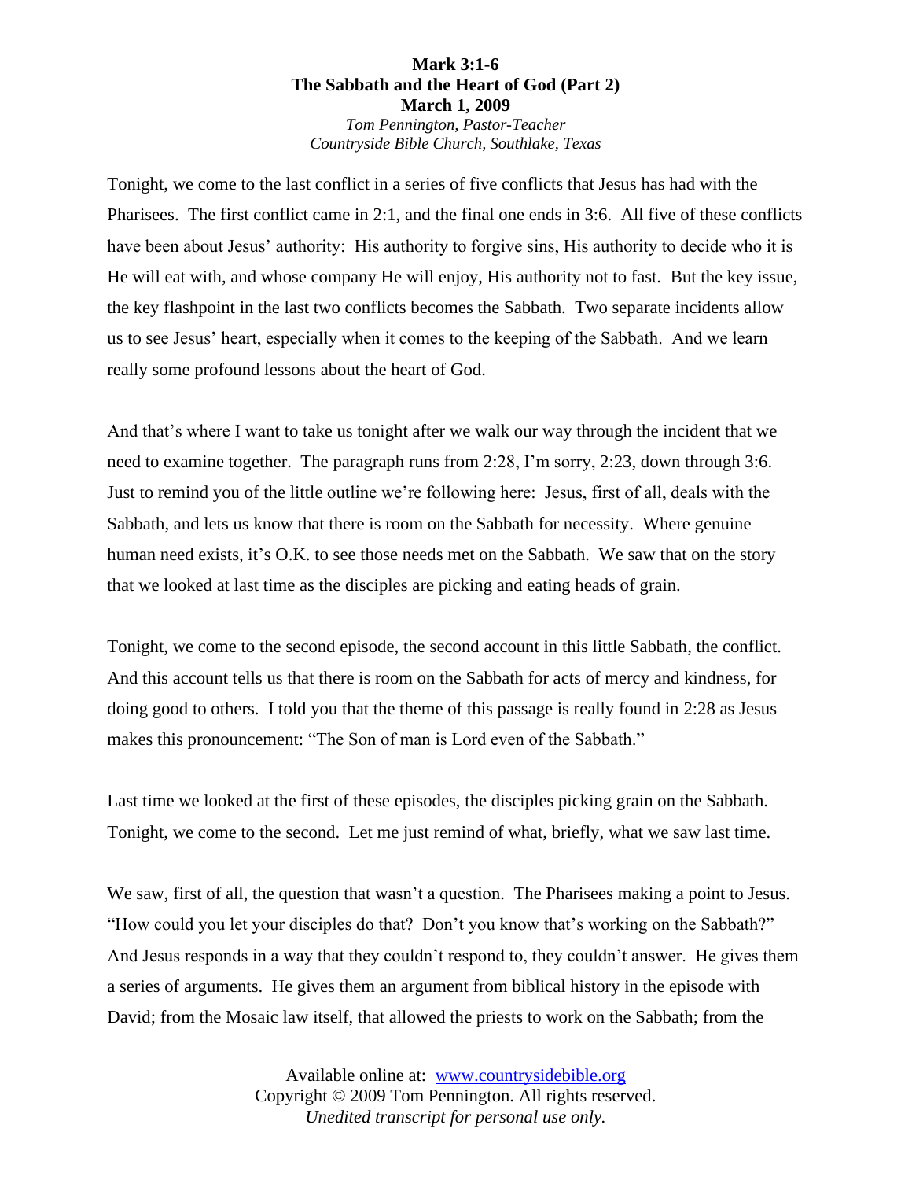**Mark 3:1-6**
**The Sabbath and the Heart of God (Part 2)**
**March 1, 2009**
*Tom Pennington, Pastor-Teacher*
*Countryside Bible Church, Southlake, Texas*

Tonight, we come to the last conflict in a series of five conflicts that Jesus has had with the Pharisees. The first conflict came in 2:1, and the final one ends in 3:6. All five of these conflicts have been about Jesus' authority: His authority to forgive sins, His authority to decide who it is He will eat with, and whose company He will enjoy, His authority not to fast. But the key issue, the key flashpoint in the last two conflicts becomes the Sabbath. Two separate incidents allow us to see Jesus' heart, especially when it comes to the keeping of the Sabbath. And we learn really some profound lessons about the heart of God.

And that's where I want to take us tonight after we walk our way through the incident that we need to examine together. The paragraph runs from 2:28, I'm sorry, 2:23, down through 3:6. Just to remind you of the little outline we're following here: Jesus, first of all, deals with the Sabbath, and lets us know that there is room on the Sabbath for necessity. Where genuine human need exists, it's O.K. to see those needs met on the Sabbath. We saw that on the story that we looked at last time as the disciples are picking and eating heads of grain.

Tonight, we come to the second episode, the second account in this little Sabbath, the conflict. And this account tells us that there is room on the Sabbath for acts of mercy and kindness, for doing good to others. I told you that the theme of this passage is really found in 2:28 as Jesus makes this pronouncement: "The Son of man is Lord even of the Sabbath."

Last time we looked at the first of these episodes, the disciples picking grain on the Sabbath. Tonight, we come to the second. Let me just remind of what, briefly, what we saw last time.

We saw, first of all, the question that wasn't a question. The Pharisees making a point to Jesus. "How could you let your disciples do that? Don't you know that's working on the Sabbath?" And Jesus responds in a way that they couldn't respond to, they couldn't answer. He gives them a series of arguments. He gives them an argument from biblical history in the episode with David; from the Mosaic law itself, that allowed the priests to work on the Sabbath; from the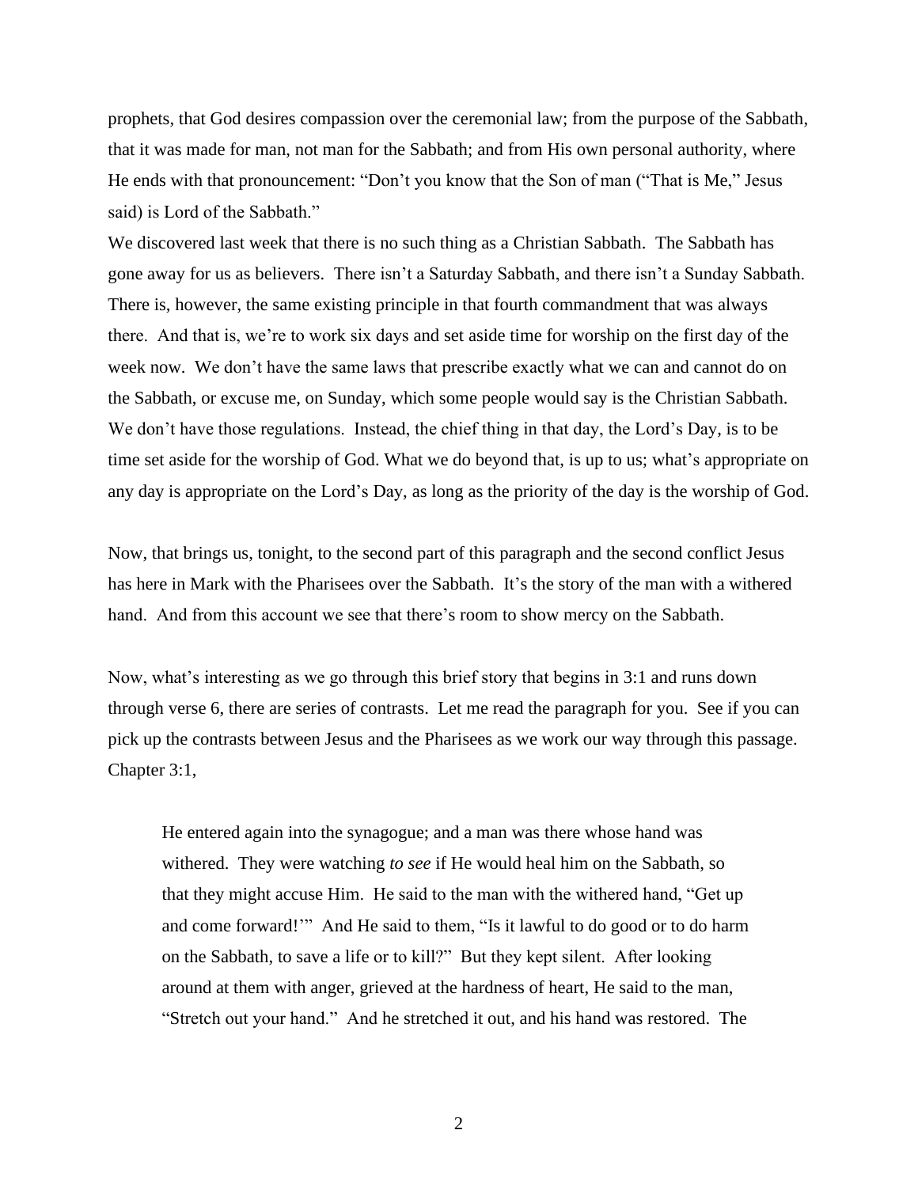prophets, that God desires compassion over the ceremonial law; from the purpose of the Sabbath, that it was made for man, not man for the Sabbath; and from His own personal authority, where He ends with that pronouncement: "Don't you know that the Son of man ("That is Me," Jesus said) is Lord of the Sabbath."

We discovered last week that there is no such thing as a Christian Sabbath. The Sabbath has gone away for us as believers. There isn't a Saturday Sabbath, and there isn't a Sunday Sabbath. There is, however, the same existing principle in that fourth commandment that was always there. And that is, we're to work six days and set aside time for worship on the first day of the week now. We don't have the same laws that prescribe exactly what we can and cannot do on the Sabbath, or excuse me, on Sunday, which some people would say is the Christian Sabbath. We don't have those regulations. Instead, the chief thing in that day, the Lord's Day, is to be time set aside for the worship of God. What we do beyond that, is up to us; what's appropriate on any day is appropriate on the Lord's Day, as long as the priority of the day is the worship of God.

Now, that brings us, tonight, to the second part of this paragraph and the second conflict Jesus has here in Mark with the Pharisees over the Sabbath. It's the story of the man with a withered hand. And from this account we see that there's room to show mercy on the Sabbath.

Now, what's interesting as we go through this brief story that begins in 3:1 and runs down through verse 6, there are series of contrasts. Let me read the paragraph for you. See if you can pick up the contrasts between Jesus and the Pharisees as we work our way through this passage. Chapter 3:1,

> He entered again into the synagogue; and a man was there whose hand was withered. They were watching *to see* if He would heal him on the Sabbath, so that they might accuse Him. He said to the man with the withered hand, "Get up and come forward!'" And He said to them, "Is it lawful to do good or to do harm on the Sabbath, to save a life or to kill?" But they kept silent. After looking around at them with anger, grieved at the hardness of heart, He said to the man, "Stretch out your hand." And he stretched it out, and his hand was restored. The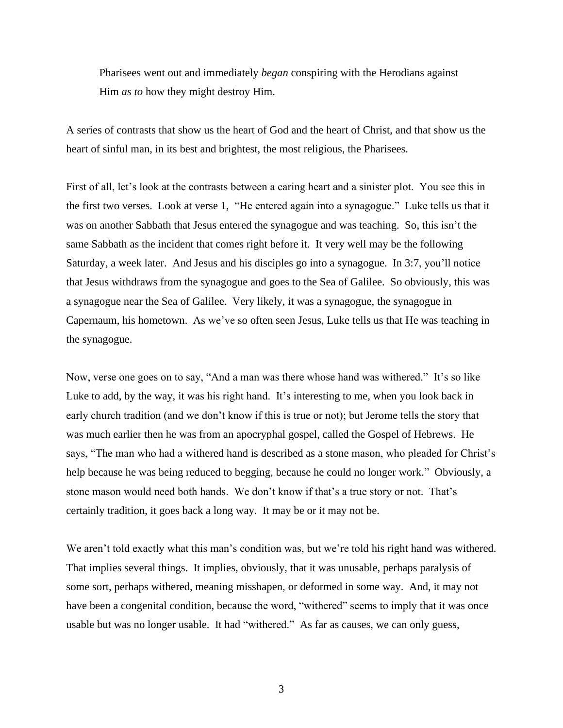> Pharisees went out and immediately *began* conspiring with the Herodians against Him *as to* how they might destroy Him.

A series of contrasts that show us the heart of God and the heart of Christ, and that show us the heart of sinful man, in its best and brightest, the most religious, the Pharisees.

First of all, let's look at the contrasts between a caring heart and a sinister plot. You see this in the first two verses. Look at verse 1, "He entered again into a synagogue." Luke tells us that it was on another Sabbath that Jesus entered the synagogue and was teaching. So, this isn't the same Sabbath as the incident that comes right before it. It very well may be the following Saturday, a week later. And Jesus and his disciples go into a synagogue. In 3:7, you'll notice that Jesus withdraws from the synagogue and goes to the Sea of Galilee. So obviously, this was a synagogue near the Sea of Galilee. Very likely, it was a synagogue, the synagogue in Capernaum, his hometown. As we've so often seen Jesus, Luke tells us that He was teaching in the synagogue.

Now, verse one goes on to say, "And a man was there whose hand was withered." It's so like Luke to add, by the way, it was his right hand. It's interesting to me, when you look back in early church tradition (and we don't know if this is true or not); but Jerome tells the story that was much earlier then he was from an apocryphal gospel, called the Gospel of Hebrews. He says, "The man who had a withered hand is described as a stone mason, who pleaded for Christ's help because he was being reduced to begging, because he could no longer work." Obviously, a stone mason would need both hands. We don't know if that's a true story or not. That's certainly tradition, it goes back a long way. It may be or it may not be.

We aren't told exactly what this man's condition was, but we're told his right hand was withered. That implies several things. It implies, obviously, that it was unusable, perhaps paralysis of some sort, perhaps withered, meaning misshapen, or deformed in some way. And, it may not have been a congenital condition, because the word, "withered" seems to imply that it was once usable but was no longer usable. It had "withered." As far as causes, we can only guess,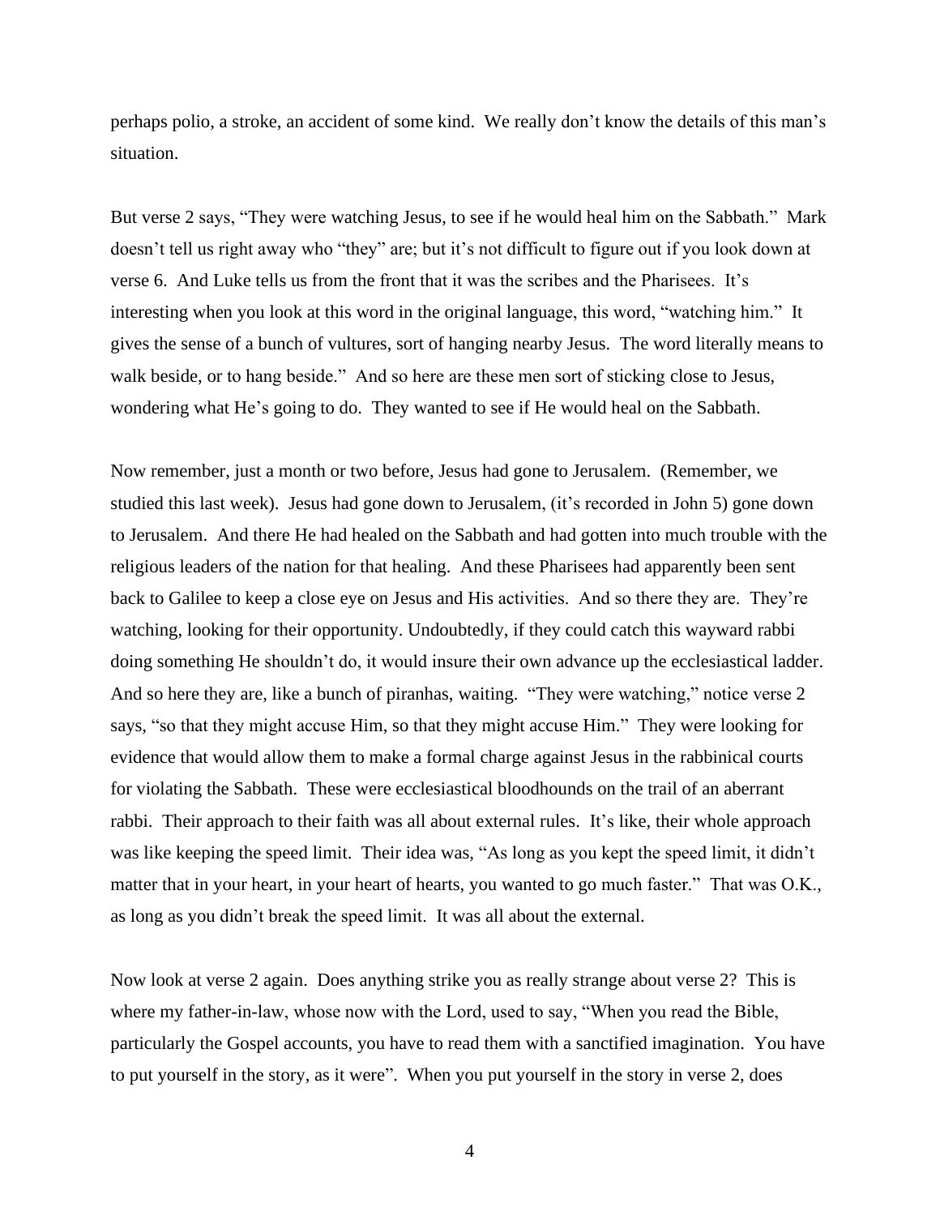perhaps polio, a stroke, an accident of some kind. We really don't know the details of this man's situation.

But verse 2 says, "They were watching Jesus, to see if he would heal him on the Sabbath." Mark doesn't tell us right away who "they" are; but it's not difficult to figure out if you look down at verse 6. And Luke tells us from the front that it was the scribes and the Pharisees. It's interesting when you look at this word in the original language, this word, "watching him." It gives the sense of a bunch of vultures, sort of hanging nearby Jesus. The word literally means to walk beside, or to hang beside." And so here are these men sort of sticking close to Jesus, wondering what He's going to do. They wanted to see if He would heal on the Sabbath.

Now remember, just a month or two before, Jesus had gone to Jerusalem. (Remember, we studied this last week). Jesus had gone down to Jerusalem, (it's recorded in John 5) gone down to Jerusalem. And there He had healed on the Sabbath and had gotten into much trouble with the religious leaders of the nation for that healing. And these Pharisees had apparently been sent back to Galilee to keep a close eye on Jesus and His activities. And so there they are. They're watching, looking for their opportunity. Undoubtedly, if they could catch this wayward rabbi doing something He shouldn't do, it would insure their own advance up the ecclesiastical ladder. And so here they are, like a bunch of piranhas, waiting. "They were watching," notice verse 2 says, "so that they might accuse Him, so that they might accuse Him." They were looking for evidence that would allow them to make a formal charge against Jesus in the rabbinical courts for violating the Sabbath. These were ecclesiastical bloodhounds on the trail of an aberrant rabbi. Their approach to their faith was all about external rules. It's like, their whole approach was like keeping the speed limit. Their idea was, "As long as you kept the speed limit, it didn't matter that in your heart, in your heart of hearts, you wanted to go much faster." That was O.K., as long as you didn't break the speed limit. It was all about the external.

Now look at verse 2 again. Does anything strike you as really strange about verse 2? This is where my father-in-law, whose now with the Lord, used to say, "When you read the Bible, particularly the Gospel accounts, you have to read them with a sanctified imagination. You have to put yourself in the story, as it were". When you put yourself in the story in verse 2, does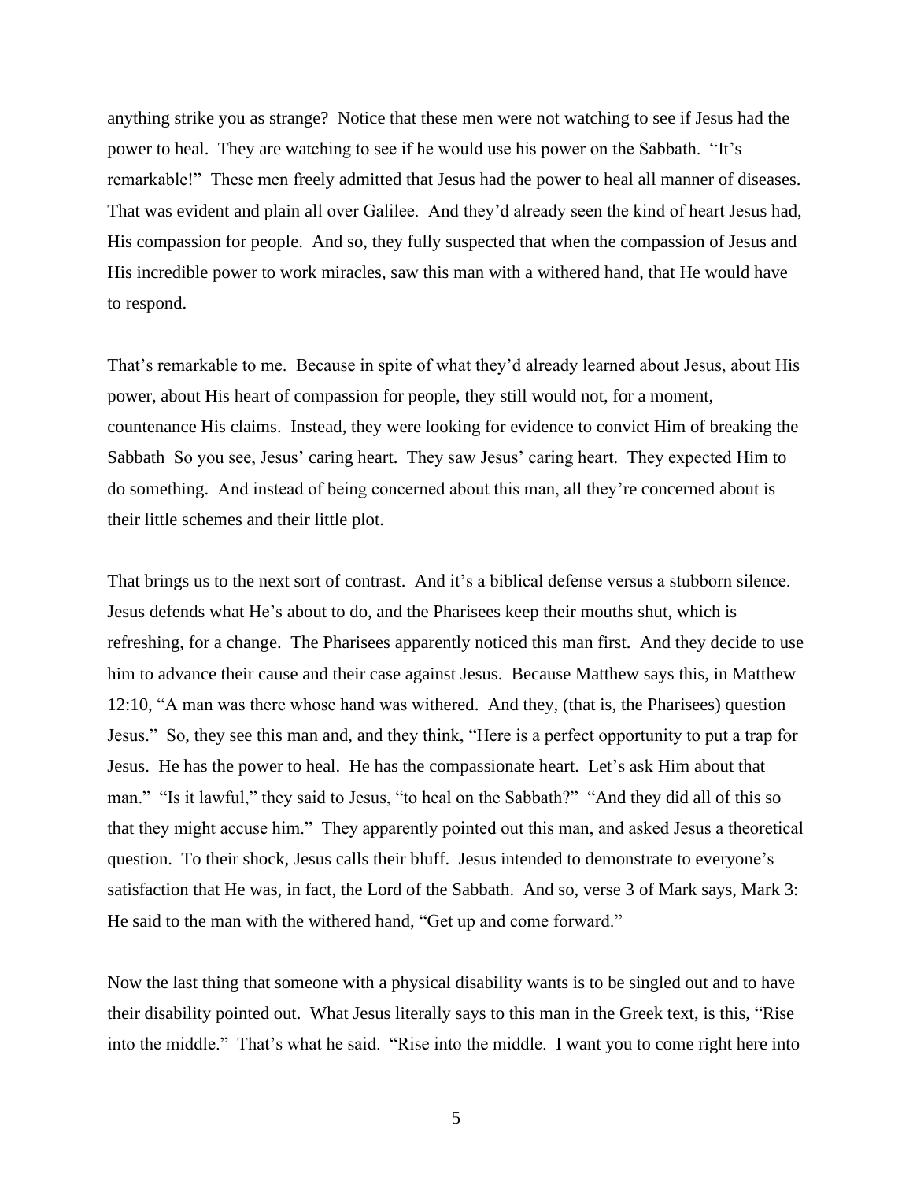anything strike you as strange? Notice that these men were not watching to see if Jesus had the power to heal. They are watching to see if he would use his power on the Sabbath. "It's remarkable!" These men freely admitted that Jesus had the power to heal all manner of diseases. That was evident and plain all over Galilee. And they'd already seen the kind of heart Jesus had, His compassion for people. And so, they fully suspected that when the compassion of Jesus and His incredible power to work miracles, saw this man with a withered hand, that He would have to respond.

That's remarkable to me. Because in spite of what they'd already learned about Jesus, about His power, about His heart of compassion for people, they still would not, for a moment, countenance His claims. Instead, they were looking for evidence to convict Him of breaking the Sabbath So you see, Jesus' caring heart. They saw Jesus' caring heart. They expected Him to do something. And instead of being concerned about this man, all they're concerned about is their little schemes and their little plot.

That brings us to the next sort of contrast. And it's a biblical defense versus a stubborn silence. Jesus defends what He's about to do, and the Pharisees keep their mouths shut, which is refreshing, for a change. The Pharisees apparently noticed this man first. And they decide to use him to advance their cause and their case against Jesus. Because Matthew says this, in Matthew 12:10, "A man was there whose hand was withered. And they, (that is, the Pharisees) question Jesus." So, they see this man and, and they think, "Here is a perfect opportunity to put a trap for Jesus. He has the power to heal. He has the compassionate heart. Let's ask Him about that man." "Is it lawful," they said to Jesus, "to heal on the Sabbath?" "And they did all of this so that they might accuse him." They apparently pointed out this man, and asked Jesus a theoretical question. To their shock, Jesus calls their bluff. Jesus intended to demonstrate to everyone's satisfaction that He was, in fact, the Lord of the Sabbath. And so, verse 3 of Mark says, Mark 3: He said to the man with the withered hand, "Get up and come forward."

Now the last thing that someone with a physical disability wants is to be singled out and to have their disability pointed out. What Jesus literally says to this man in the Greek text, is this, "Rise into the middle." That's what he said. "Rise into the middle. I want you to come right here into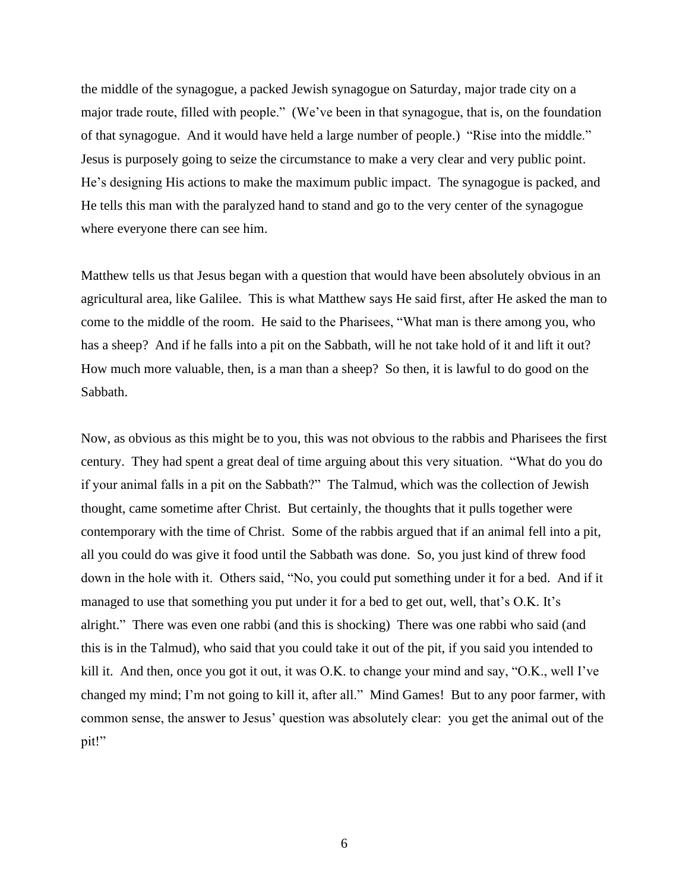the middle of the synagogue, a packed Jewish synagogue on Saturday, major trade city on a major trade route, filled with people." (We've been in that synagogue, that is, on the foundation of that synagogue. And it would have held a large number of people.) "Rise into the middle." Jesus is purposely going to seize the circumstance to make a very clear and very public point. He's designing His actions to make the maximum public impact. The synagogue is packed, and He tells this man with the paralyzed hand to stand and go to the very center of the synagogue where everyone there can see him.

Matthew tells us that Jesus began with a question that would have been absolutely obvious in an agricultural area, like Galilee. This is what Matthew says He said first, after He asked the man to come to the middle of the room. He said to the Pharisees, "What man is there among you, who has a sheep? And if he falls into a pit on the Sabbath, will he not take hold of it and lift it out? How much more valuable, then, is a man than a sheep? So then, it is lawful to do good on the Sabbath.

Now, as obvious as this might be to you, this was not obvious to the rabbis and Pharisees the first century. They had spent a great deal of time arguing about this very situation. "What do you do if your animal falls in a pit on the Sabbath?" The Talmud, which was the collection of Jewish thought, came sometime after Christ. But certainly, the thoughts that it pulls together were contemporary with the time of Christ. Some of the rabbis argued that if an animal fell into a pit, all you could do was give it food until the Sabbath was done. So, you just kind of threw food down in the hole with it. Others said, "No, you could put something under it for a bed. And if it managed to use that something you put under it for a bed to get out, well, that's O.K. It's alright." There was even one rabbi (and this is shocking) There was one rabbi who said (and this is in the Talmud), who said that you could take it out of the pit, if you said you intended to kill it. And then, once you got it out, it was O.K. to change your mind and say, "O.K., well I've changed my mind; I'm not going to kill it, after all." Mind Games! But to any poor farmer, with common sense, the answer to Jesus' question was absolutely clear: you get the animal out of the pit!"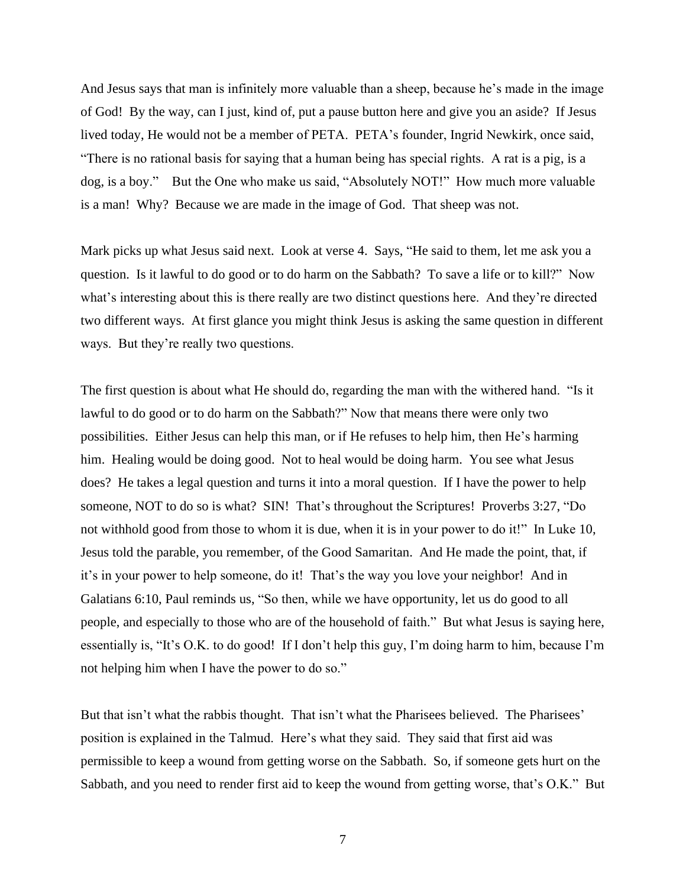And Jesus says that man is infinitely more valuable than a sheep, because he's made in the image of God! By the way, can I just, kind of, put a pause button here and give you an aside? If Jesus lived today, He would not be a member of PETA. PETA's founder, Ingrid Newkirk, once said, "There is no rational basis for saying that a human being has special rights. A rat is a pig, is a dog, is a boy." But the One who make us said, "Absolutely NOT!" How much more valuable is a man! Why? Because we are made in the image of God. That sheep was not.

Mark picks up what Jesus said next. Look at verse 4. Says, "He said to them, let me ask you a question. Is it lawful to do good or to do harm on the Sabbath? To save a life or to kill?" Now what's interesting about this is there really are two distinct questions here. And they're directed two different ways. At first glance you might think Jesus is asking the same question in different ways. But they're really two questions.

The first question is about what He should do, regarding the man with the withered hand. "Is it lawful to do good or to do harm on the Sabbath?" Now that means there were only two possibilities. Either Jesus can help this man, or if He refuses to help him, then He's harming him. Healing would be doing good. Not to heal would be doing harm. You see what Jesus does? He takes a legal question and turns it into a moral question. If I have the power to help someone, NOT to do so is what? SIN! That's throughout the Scriptures! Proverbs 3:27, "Do not withhold good from those to whom it is due, when it is in your power to do it!" In Luke 10, Jesus told the parable, you remember, of the Good Samaritan. And He made the point, that, if it's in your power to help someone, do it! That's the way you love your neighbor! And in Galatians 6:10, Paul reminds us, "So then, while we have opportunity, let us do good to all people, and especially to those who are of the household of faith." But what Jesus is saying here, essentially is, "It's O.K. to do good! If I don't help this guy, I'm doing harm to him, because I'm not helping him when I have the power to do so."

But that isn't what the rabbis thought. That isn't what the Pharisees believed. The Pharisees' position is explained in the Talmud. Here's what they said. They said that first aid was permissible to keep a wound from getting worse on the Sabbath. So, if someone gets hurt on the Sabbath, and you need to render first aid to keep the wound from getting worse, that's O.K." But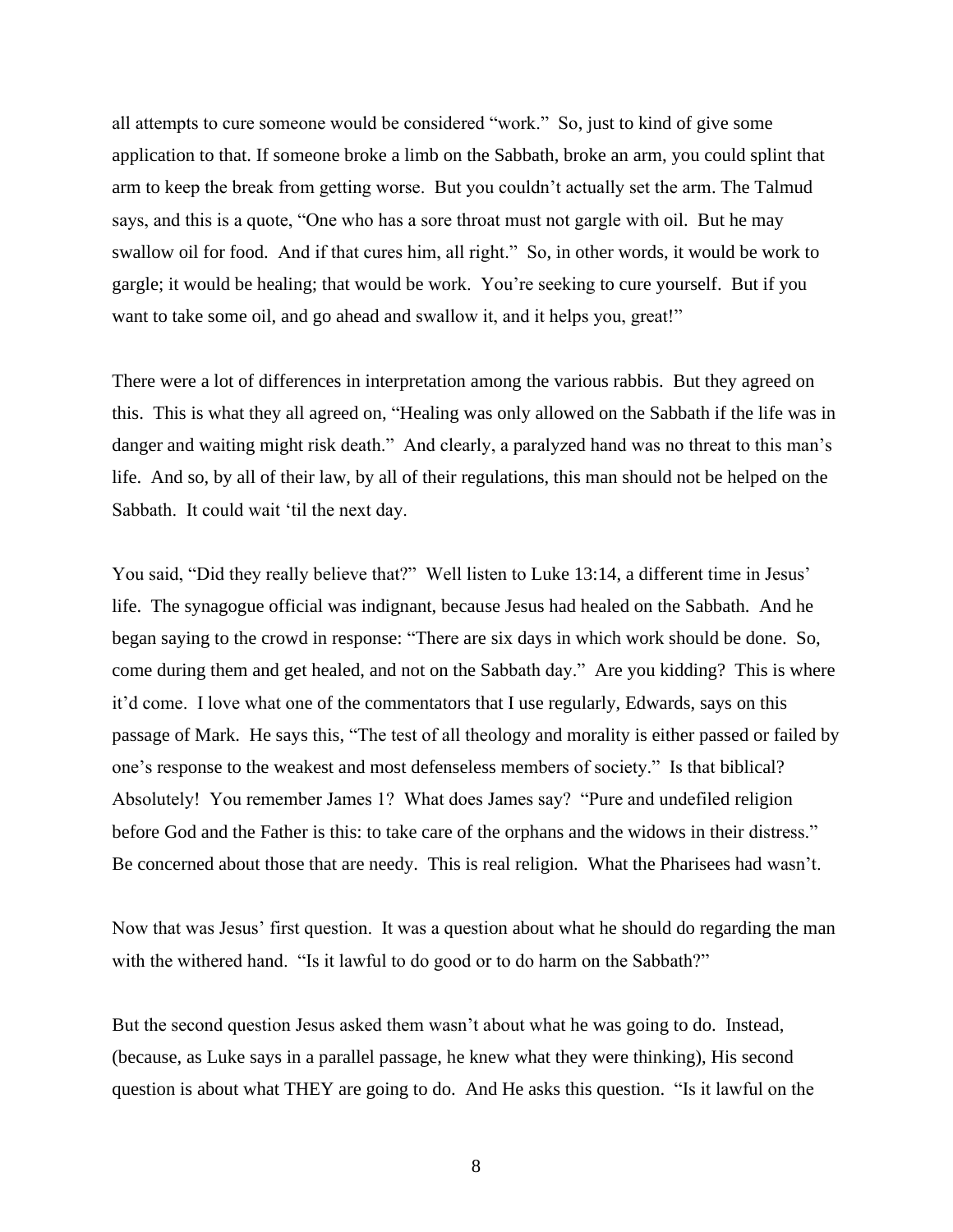all attempts to cure someone would be considered "work." So, just to kind of give some application to that. If someone broke a limb on the Sabbath, broke an arm, you could splint that arm to keep the break from getting worse. But you couldn't actually set the arm. The Talmud says, and this is a quote, "One who has a sore throat must not gargle with oil. But he may swallow oil for food. And if that cures him, all right." So, in other words, it would be work to gargle; it would be healing; that would be work. You're seeking to cure yourself. But if you want to take some oil, and go ahead and swallow it, and it helps you, great!"

There were a lot of differences in interpretation among the various rabbis. But they agreed on this. This is what they all agreed on, "Healing was only allowed on the Sabbath if the life was in danger and waiting might risk death." And clearly, a paralyzed hand was no threat to this man's life. And so, by all of their law, by all of their regulations, this man should not be helped on the Sabbath. It could wait 'til the next day.

You said, "Did they really believe that?" Well listen to Luke 13:14, a different time in Jesus' life. The synagogue official was indignant, because Jesus had healed on the Sabbath. And he began saying to the crowd in response: "There are six days in which work should be done. So, come during them and get healed, and not on the Sabbath day." Are you kidding? This is where it'd come. I love what one of the commentators that I use regularly, Edwards, says on this passage of Mark. He says this, "The test of all theology and morality is either passed or failed by one's response to the weakest and most defenseless members of society." Is that biblical? Absolutely! You remember James 1? What does James say? "Pure and undefiled religion before God and the Father is this: to take care of the orphans and the widows in their distress." Be concerned about those that are needy. This is real religion. What the Pharisees had wasn't.

Now that was Jesus' first question. It was a question about what he should do regarding the man with the withered hand. "Is it lawful to do good or to do harm on the Sabbath?"

But the second question Jesus asked them wasn't about what he was going to do. Instead, (because, as Luke says in a parallel passage, he knew what they were thinking), His second question is about what THEY are going to do. And He asks this question. "Is it lawful on the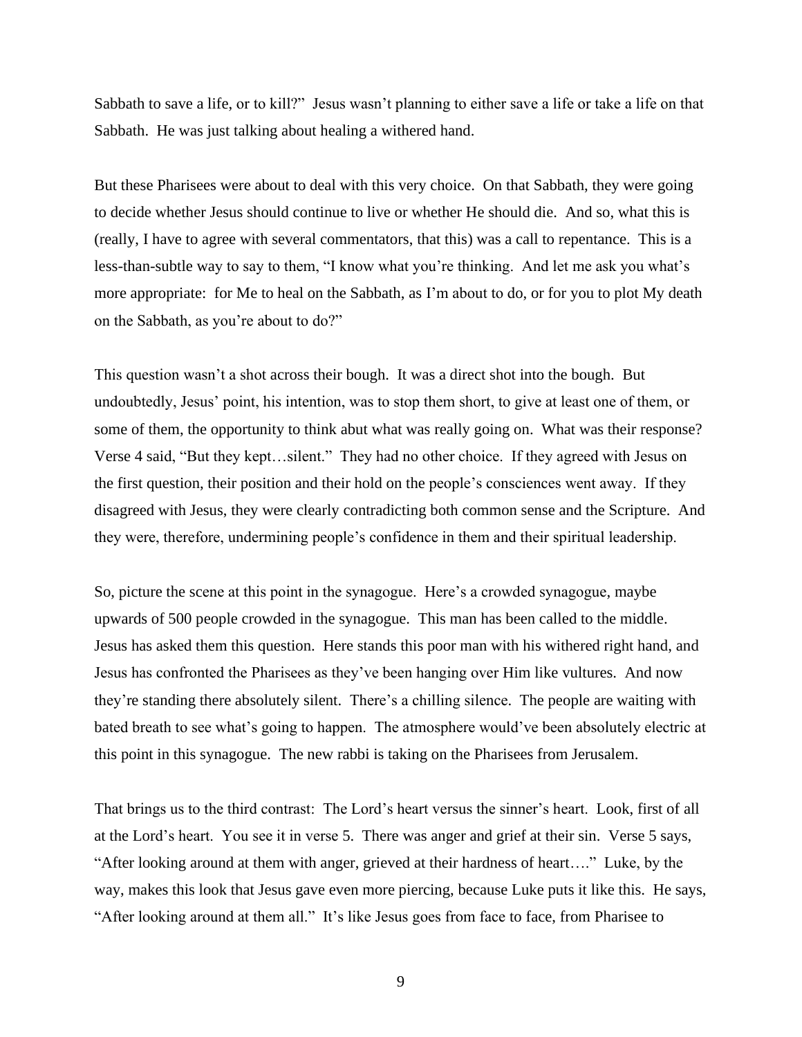Sabbath to save a life, or to kill?" Jesus wasn't planning to either save a life or take a life on that Sabbath. He was just talking about healing a withered hand.

But these Pharisees were about to deal with this very choice. On that Sabbath, they were going to decide whether Jesus should continue to live or whether He should die. And so, what this is (really, I have to agree with several commentators, that this) was a call to repentance. This is a less-than-subtle way to say to them, "I know what you're thinking. And let me ask you what's more appropriate: for Me to heal on the Sabbath, as I'm about to do, or for you to plot My death on the Sabbath, as you're about to do?"

This question wasn't a shot across their bough. It was a direct shot into the bough. But undoubtedly, Jesus' point, his intention, was to stop them short, to give at least one of them, or some of them, the opportunity to think abut what was really going on. What was their response? Verse 4 said, "But they kept…silent." They had no other choice. If they agreed with Jesus on the first question, their position and their hold on the people's consciences went away. If they disagreed with Jesus, they were clearly contradicting both common sense and the Scripture. And they were, therefore, undermining people's confidence in them and their spiritual leadership.

So, picture the scene at this point in the synagogue. Here's a crowded synagogue, maybe upwards of 500 people crowded in the synagogue. This man has been called to the middle. Jesus has asked them this question. Here stands this poor man with his withered right hand, and Jesus has confronted the Pharisees as they've been hanging over Him like vultures. And now they're standing there absolutely silent. There's a chilling silence. The people are waiting with bated breath to see what's going to happen. The atmosphere would've been absolutely electric at this point in this synagogue. The new rabbi is taking on the Pharisees from Jerusalem.

That brings us to the third contrast: The Lord's heart versus the sinner's heart. Look, first of all at the Lord's heart. You see it in verse 5. There was anger and grief at their sin. Verse 5 says, "After looking around at them with anger, grieved at their hardness of heart…." Luke, by the way, makes this look that Jesus gave even more piercing, because Luke puts it like this. He says, "After looking around at them all." It's like Jesus goes from face to face, from Pharisee to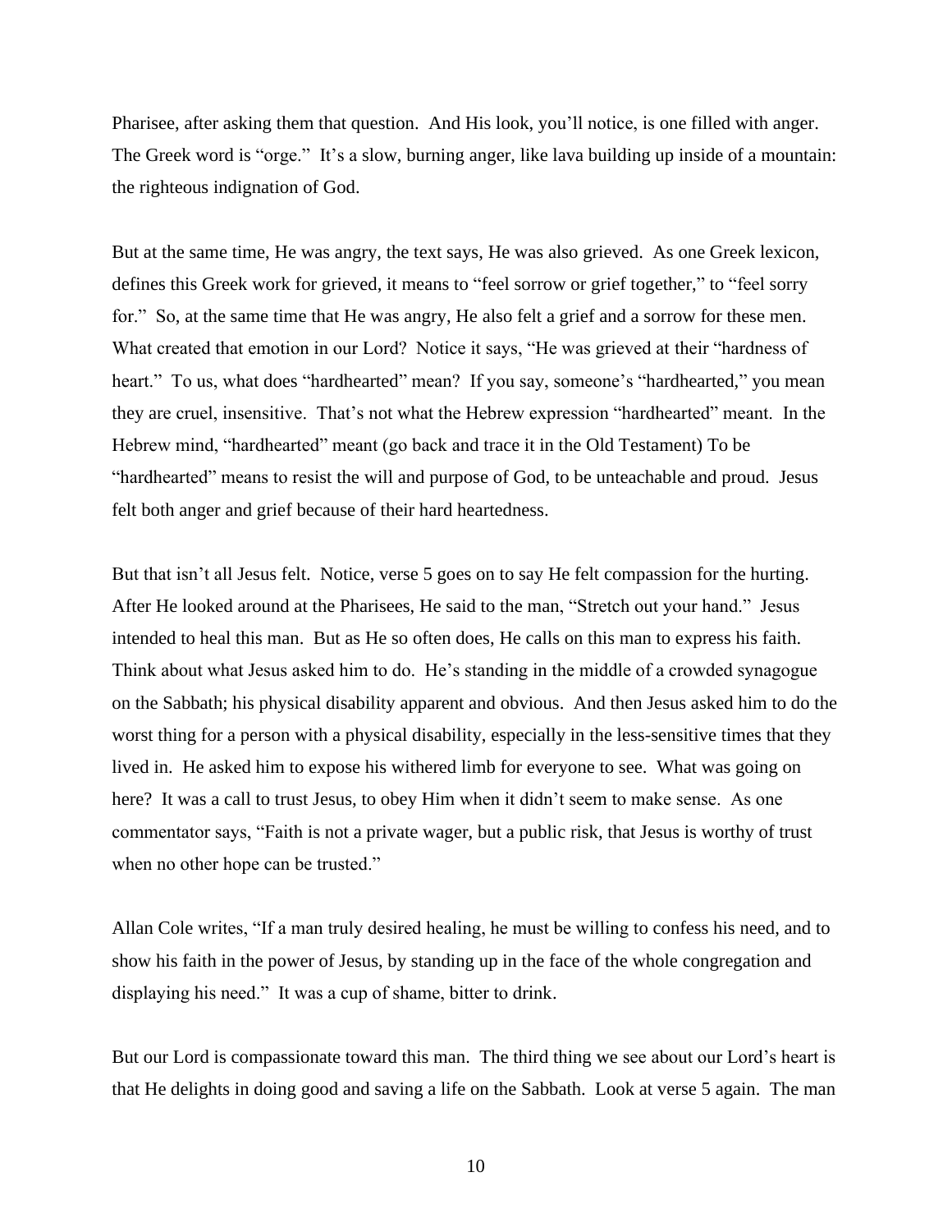Pharisee, after asking them that question. And His look, you'll notice, is one filled with anger. The Greek word is "orge." It's a slow, burning anger, like lava building up inside of a mountain: the righteous indignation of God.

But at the same time, He was angry, the text says, He was also grieved. As one Greek lexicon, defines this Greek work for grieved, it means to "feel sorrow or grief together," to "feel sorry for." So, at the same time that He was angry, He also felt a grief and a sorrow for these men. What created that emotion in our Lord? Notice it says, "He was grieved at their "hardness of heart." To us, what does "hardhearted" mean? If you say, someone's "hardhearted," you mean they are cruel, insensitive. That's not what the Hebrew expression "hardhearted" meant. In the Hebrew mind, "hardhearted" meant (go back and trace it in the Old Testament) To be "hardhearted" means to resist the will and purpose of God, to be unteachable and proud. Jesus felt both anger and grief because of their hard heartedness.

But that isn't all Jesus felt. Notice, verse 5 goes on to say He felt compassion for the hurting. After He looked around at the Pharisees, He said to the man, "Stretch out your hand." Jesus intended to heal this man. But as He so often does, He calls on this man to express his faith. Think about what Jesus asked him to do. He's standing in the middle of a crowded synagogue on the Sabbath; his physical disability apparent and obvious. And then Jesus asked him to do the worst thing for a person with a physical disability, especially in the less-sensitive times that they lived in. He asked him to expose his withered limb for everyone to see. What was going on here? It was a call to trust Jesus, to obey Him when it didn't seem to make sense. As one commentator says, "Faith is not a private wager, but a public risk, that Jesus is worthy of trust when no other hope can be trusted."

Allan Cole writes, "If a man truly desired healing, he must be willing to confess his need, and to show his faith in the power of Jesus, by standing up in the face of the whole congregation and displaying his need." It was a cup of shame, bitter to drink.

But our Lord is compassionate toward this man. The third thing we see about our Lord's heart is that He delights in doing good and saving a life on the Sabbath. Look at verse 5 again. The man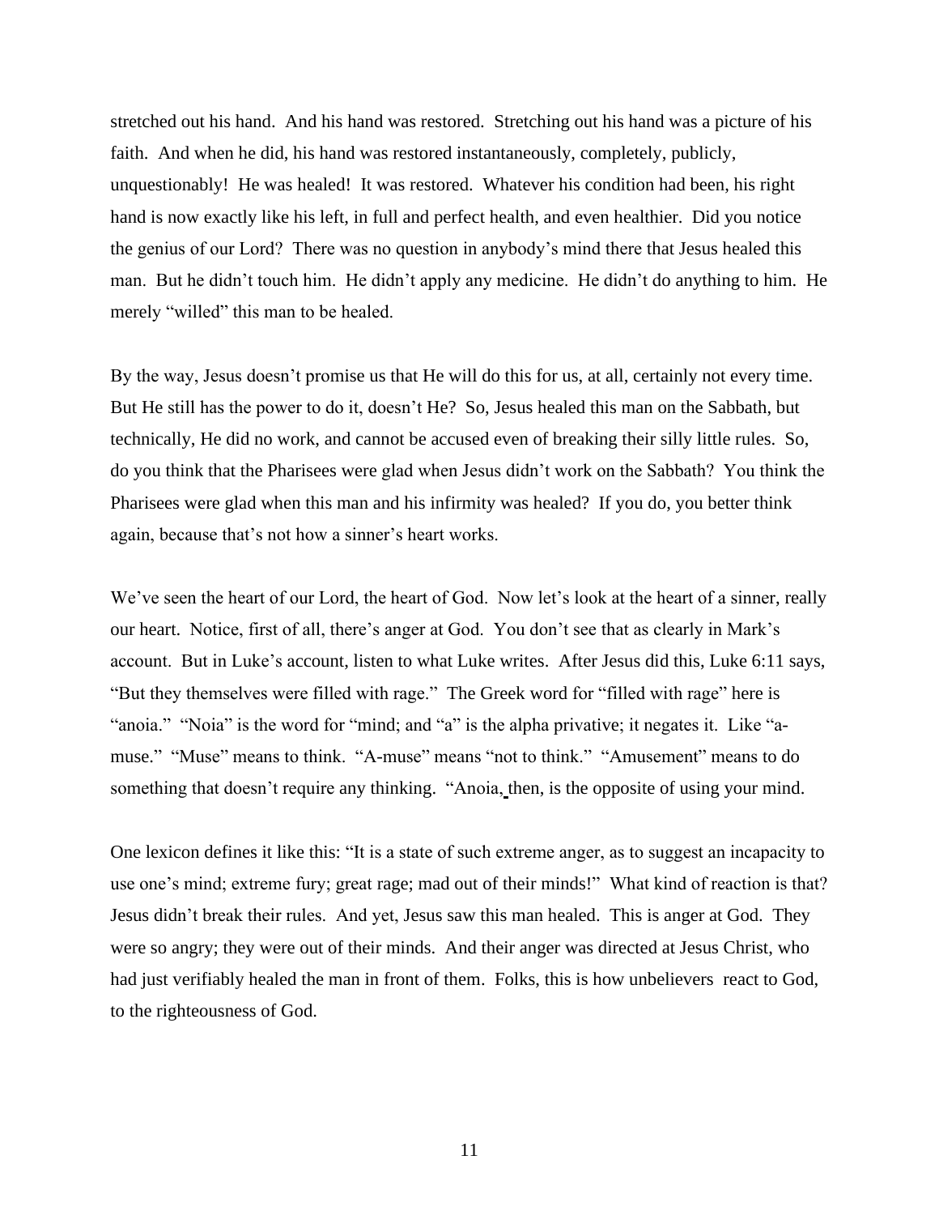stretched out his hand. And his hand was restored. Stretching out his hand was a picture of his faith. And when he did, his hand was restored instantaneously, completely, publicly, unquestionably! He was healed! It was restored. Whatever his condition had been, his right hand is now exactly like his left, in full and perfect health, and even healthier. Did you notice the genius of our Lord? There was no question in anybody's mind there that Jesus healed this man. But he didn't touch him. He didn't apply any medicine. He didn't do anything to him. He merely "willed" this man to be healed.

By the way, Jesus doesn't promise us that He will do this for us, at all, certainly not every time. But He still has the power to do it, doesn't He? So, Jesus healed this man on the Sabbath, but technically, He did no work, and cannot be accused even of breaking their silly little rules. So, do you think that the Pharisees were glad when Jesus didn't work on the Sabbath? You think the Pharisees were glad when this man and his infirmity was healed? If you do, you better think again, because that's not how a sinner's heart works.

We've seen the heart of our Lord, the heart of God. Now let's look at the heart of a sinner, really our heart. Notice, first of all, there's anger at God. You don't see that as clearly in Mark's account. But in Luke's account, listen to what Luke writes. After Jesus did this, Luke 6:11 says, "But they themselves were filled with rage." The Greek word for "filled with rage" here is "anoia." "Noia" is the word for "mind; and "a" is the alpha privative; it negates it. Like "a-muse." "Muse" means to think. "A-muse" means "not to think." "Amusement" means to do something that doesn't require any thinking. "Anoia, then, is the opposite of using your mind.

One lexicon defines it like this: "It is a state of such extreme anger, as to suggest an incapacity to use one's mind; extreme fury; great rage; mad out of their minds!" What kind of reaction is that? Jesus didn't break their rules. And yet, Jesus saw this man healed. This is anger at God. They were so angry; they were out of their minds. And their anger was directed at Jesus Christ, who had just verifiably healed the man in front of them. Folks, this is how unbelievers react to God, to the righteousness of God.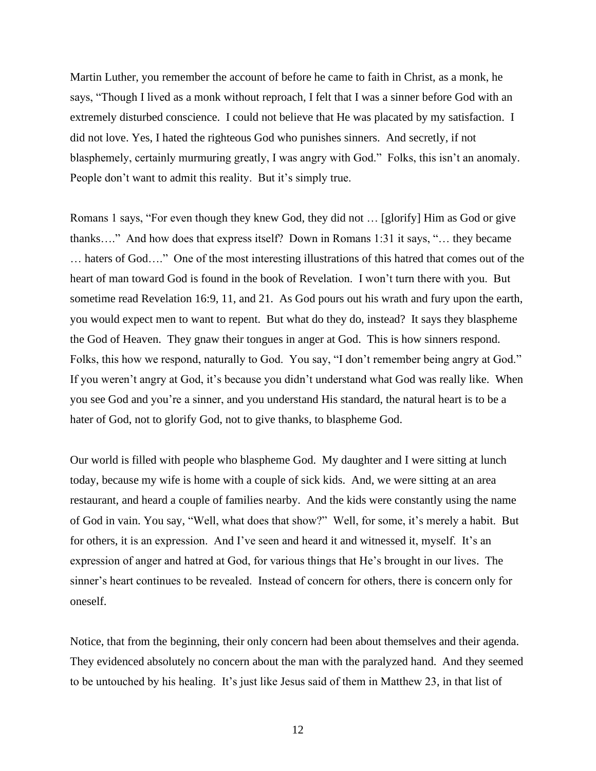Martin Luther, you remember the account of before he came to faith in Christ, as a monk, he says, "Though I lived as a monk without reproach, I felt that I was a sinner before God with an extremely disturbed conscience. I could not believe that He was placated by my satisfaction. I did not love. Yes, I hated the righteous God who punishes sinners. And secretly, if not blasphemely, certainly murmuring greatly, I was angry with God." Folks, this isn't an anomaly. People don't want to admit this reality. But it's simply true.

Romans 1 says, "For even though they knew God, they did not … [glorify] Him as God or give thanks…." And how does that express itself? Down in Romans 1:31 it says, "… they became … haters of God…." One of the most interesting illustrations of this hatred that comes out of the heart of man toward God is found in the book of Revelation. I won't turn there with you. But sometime read Revelation 16:9, 11, and 21. As God pours out his wrath and fury upon the earth, you would expect men to want to repent. But what do they do, instead? It says they blaspheme the God of Heaven. They gnaw their tongues in anger at God. This is how sinners respond. Folks, this how we respond, naturally to God. You say, "I don't remember being angry at God." If you weren't angry at God, it's because you didn't understand what God was really like. When you see God and you're a sinner, and you understand His standard, the natural heart is to be a hater of God, not to glorify God, not to give thanks, to blaspheme God.

Our world is filled with people who blaspheme God. My daughter and I were sitting at lunch today, because my wife is home with a couple of sick kids. And, we were sitting at an area restaurant, and heard a couple of families nearby. And the kids were constantly using the name of God in vain. You say, "Well, what does that show?" Well, for some, it's merely a habit. But for others, it is an expression. And I've seen and heard it and witnessed it, myself. It's an expression of anger and hatred at God, for various things that He's brought in our lives. The sinner's heart continues to be revealed. Instead of concern for others, there is concern only for oneself.

Notice, that from the beginning, their only concern had been about themselves and their agenda. They evidenced absolutely no concern about the man with the paralyzed hand. And they seemed to be untouched by his healing. It's just like Jesus said of them in Matthew 23, in that list of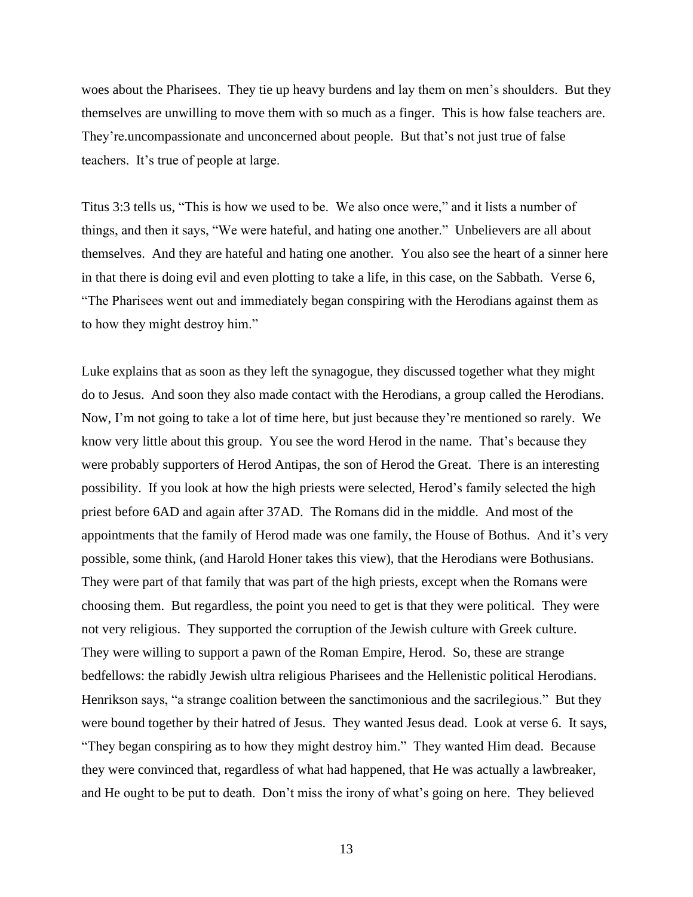woes about the Pharisees. They tie up heavy burdens and lay them on men's shoulders. But they themselves are unwilling to move them with so much as a finger. This is how false teachers are. They're.uncompassionate and unconcerned about people. But that's not just true of false teachers. It's true of people at large.

Titus 3:3 tells us, "This is how we used to be. We also once were," and it lists a number of things, and then it says, "We were hateful, and hating one another." Unbelievers are all about themselves. And they are hateful and hating one another. You also see the heart of a sinner here in that there is doing evil and even plotting to take a life, in this case, on the Sabbath. Verse 6, "The Pharisees went out and immediately began conspiring with the Herodians against them as to how they might destroy him."

Luke explains that as soon as they left the synagogue, they discussed together what they might do to Jesus. And soon they also made contact with the Herodians, a group called the Herodians. Now, I'm not going to take a lot of time here, but just because they're mentioned so rarely. We know very little about this group. You see the word Herod in the name. That's because they were probably supporters of Herod Antipas, the son of Herod the Great. There is an interesting possibility. If you look at how the high priests were selected, Herod's family selected the high priest before 6AD and again after 37AD. The Romans did in the middle. And most of the appointments that the family of Herod made was one family, the House of Bothus. And it's very possible, some think, (and Harold Honer takes this view), that the Herodians were Bothusians. They were part of that family that was part of the high priests, except when the Romans were choosing them. But regardless, the point you need to get is that they were political. They were not very religious. They supported the corruption of the Jewish culture with Greek culture. They were willing to support a pawn of the Roman Empire, Herod. So, these are strange bedfellows: the rabidly Jewish ultra religious Pharisees and the Hellenistic political Herodians. Henrikson says, "a strange coalition between the sanctimonious and the sacrilegious." But they were bound together by their hatred of Jesus. They wanted Jesus dead. Look at verse 6. It says, "They began conspiring as to how they might destroy him." They wanted Him dead. Because they were convinced that, regardless of what had happened, that He was actually a lawbreaker, and He ought to be put to death. Don't miss the irony of what's going on here. They believed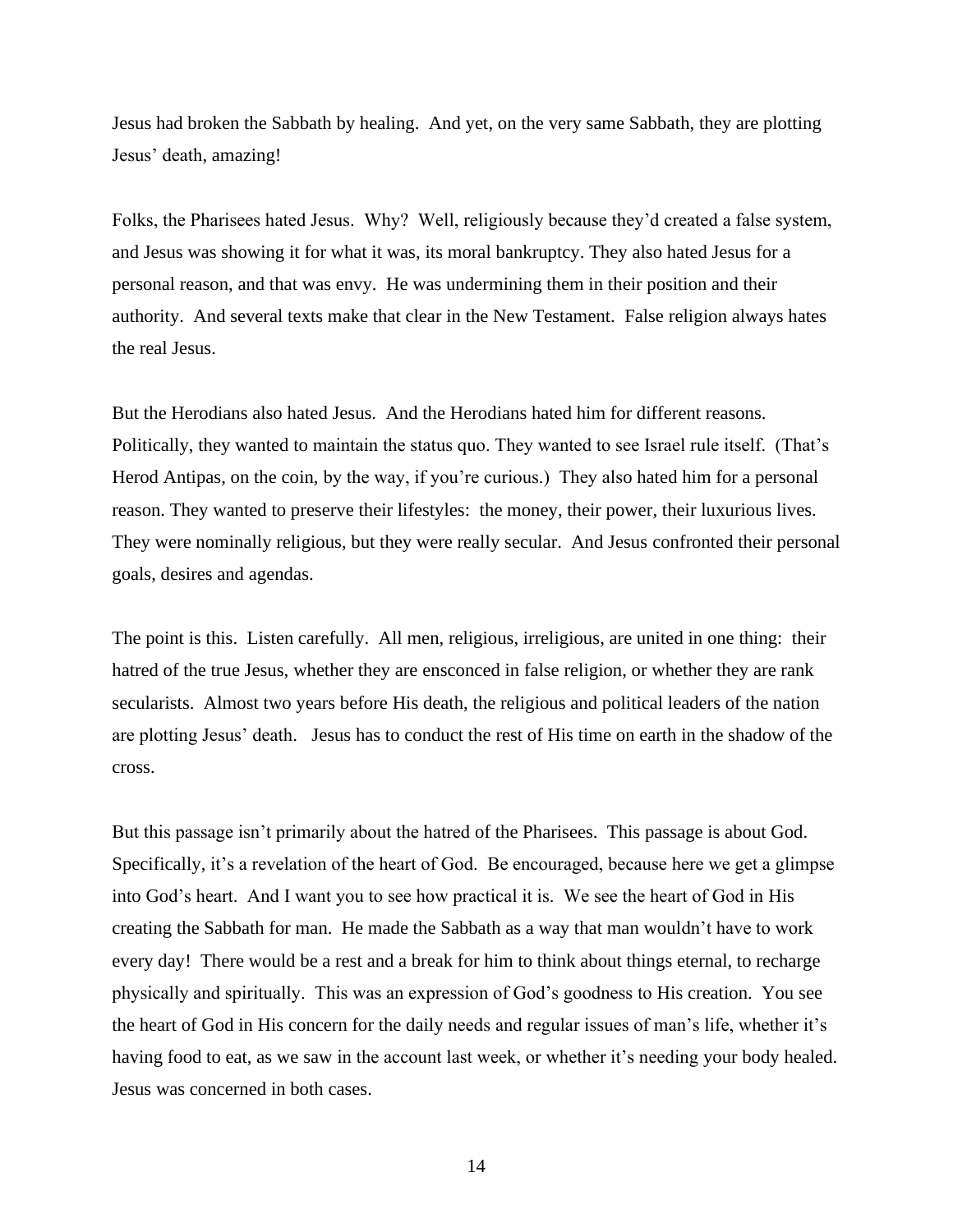Jesus had broken the Sabbath by healing. And yet, on the very same Sabbath, they are plotting Jesus' death, amazing!

Folks, the Pharisees hated Jesus. Why? Well, religiously because they'd created a false system, and Jesus was showing it for what it was, its moral bankruptcy. They also hated Jesus for a personal reason, and that was envy. He was undermining them in their position and their authority. And several texts make that clear in the New Testament. False religion always hates the real Jesus.

But the Herodians also hated Jesus. And the Herodians hated him for different reasons. Politically, they wanted to maintain the status quo. They wanted to see Israel rule itself. (That's Herod Antipas, on the coin, by the way, if you're curious.) They also hated him for a personal reason. They wanted to preserve their lifestyles: the money, their power, their luxurious lives. They were nominally religious, but they were really secular. And Jesus confronted their personal goals, desires and agendas.

The point is this. Listen carefully. All men, religious, irreligious, are united in one thing: their hatred of the true Jesus, whether they are ensconced in false religion, or whether they are rank secularists. Almost two years before His death, the religious and political leaders of the nation are plotting Jesus' death. Jesus has to conduct the rest of His time on earth in the shadow of the cross.

But this passage isn't primarily about the hatred of the Pharisees. This passage is about God. Specifically, it's a revelation of the heart of God. Be encouraged, because here we get a glimpse into God's heart. And I want you to see how practical it is. We see the heart of God in His creating the Sabbath for man. He made the Sabbath as a way that man wouldn't have to work every day! There would be a rest and a break for him to think about things eternal, to recharge physically and spiritually. This was an expression of God's goodness to His creation. You see the heart of God in His concern for the daily needs and regular issues of man's life, whether it's having food to eat, as we saw in the account last week, or whether it's needing your body healed. Jesus was concerned in both cases.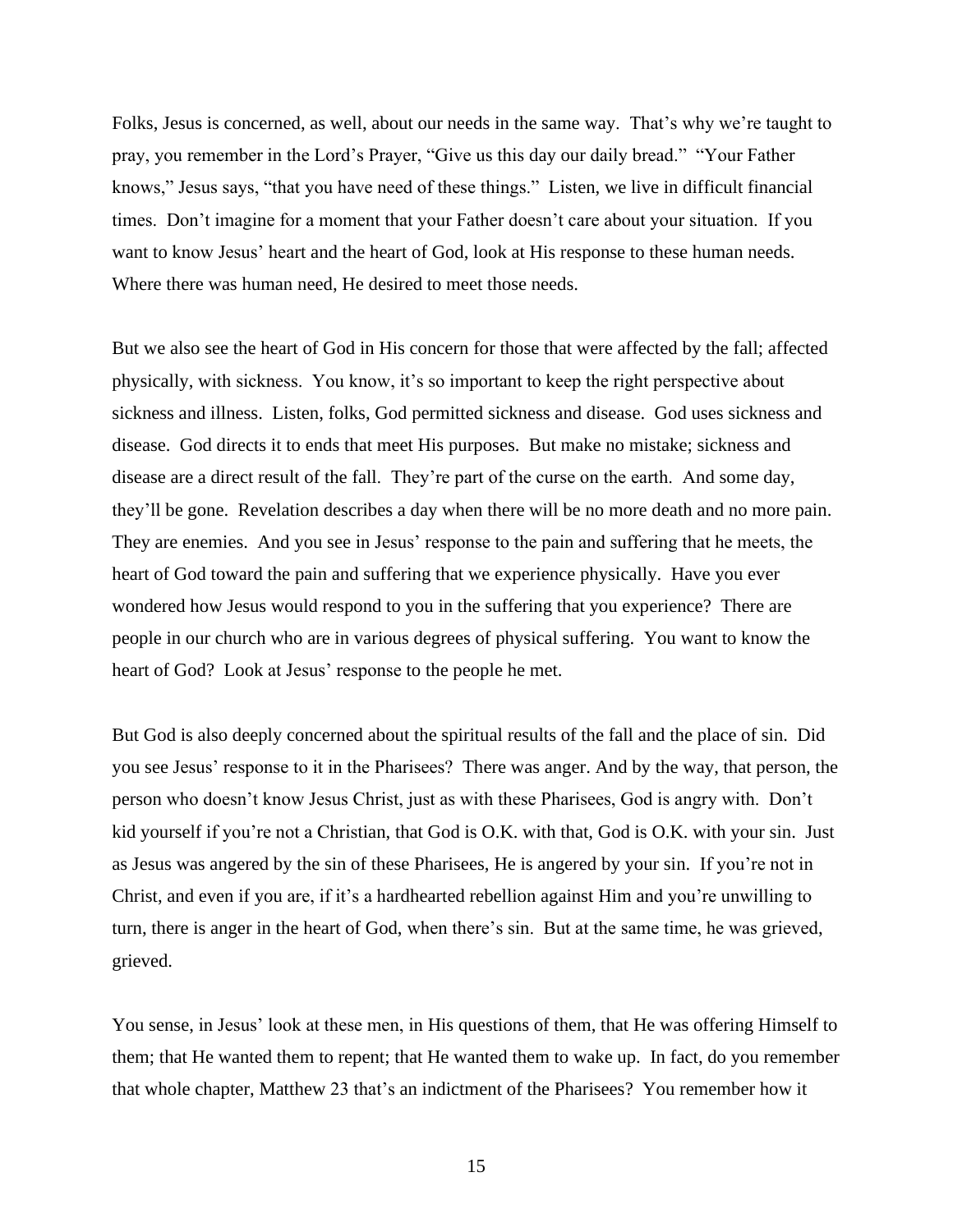Folks, Jesus is concerned, as well, about our needs in the same way. That's why we're taught to pray, you remember in the Lord's Prayer, "Give us this day our daily bread." "Your Father knows," Jesus says, "that you have need of these things." Listen, we live in difficult financial times. Don't imagine for a moment that your Father doesn't care about your situation. If you want to know Jesus' heart and the heart of God, look at His response to these human needs. Where there was human need, He desired to meet those needs.

But we also see the heart of God in His concern for those that were affected by the fall; affected physically, with sickness. You know, it's so important to keep the right perspective about sickness and illness. Listen, folks, God permitted sickness and disease. God uses sickness and disease. God directs it to ends that meet His purposes. But make no mistake; sickness and disease are a direct result of the fall. They're part of the curse on the earth. And some day, they'll be gone. Revelation describes a day when there will be no more death and no more pain. They are enemies. And you see in Jesus' response to the pain and suffering that he meets, the heart of God toward the pain and suffering that we experience physically. Have you ever wondered how Jesus would respond to you in the suffering that you experience? There are people in our church who are in various degrees of physical suffering. You want to know the heart of God? Look at Jesus' response to the people he met.

But God is also deeply concerned about the spiritual results of the fall and the place of sin. Did you see Jesus' response to it in the Pharisees? There was anger. And by the way, that person, the person who doesn't know Jesus Christ, just as with these Pharisees, God is angry with. Don't kid yourself if you're not a Christian, that God is O.K. with that, God is O.K. with your sin. Just as Jesus was angered by the sin of these Pharisees, He is angered by your sin. If you're not in Christ, and even if you are, if it's a hardhearted rebellion against Him and you're unwilling to turn, there is anger in the heart of God, when there's sin. But at the same time, he was grieved, grieved.

You sense, in Jesus' look at these men, in His questions of them, that He was offering Himself to them; that He wanted them to repent; that He wanted them to wake up. In fact, do you remember that whole chapter, Matthew 23 that's an indictment of the Pharisees? You remember how it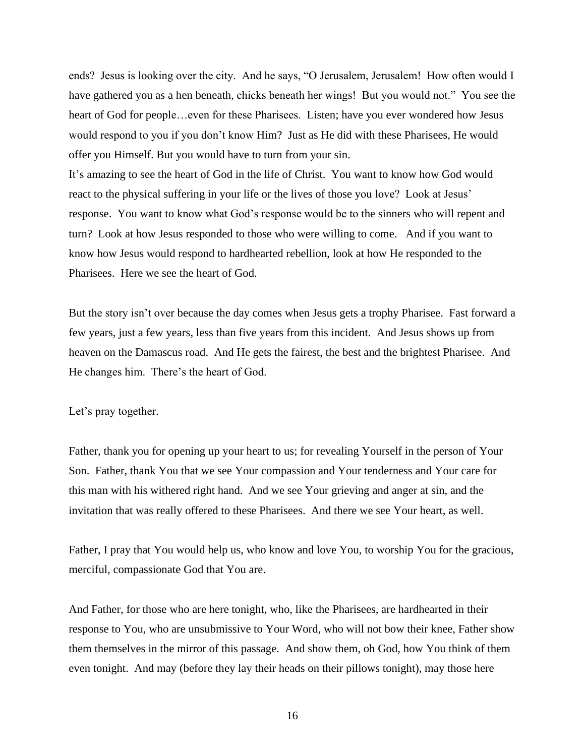ends? Jesus is looking over the city. And he says, "O Jerusalem, Jerusalem! How often would I have gathered you as a hen beneath, chicks beneath her wings! But you would not." You see the heart of God for people…even for these Pharisees. Listen; have you ever wondered how Jesus would respond to you if you don't know Him? Just as He did with these Pharisees, He would offer you Himself. But you would have to turn from your sin.

It's amazing to see the heart of God in the life of Christ. You want to know how God would react to the physical suffering in your life or the lives of those you love? Look at Jesus' response. You want to know what God's response would be to the sinners who will repent and turn? Look at how Jesus responded to those who were willing to come. And if you want to know how Jesus would respond to hardhearted rebellion, look at how He responded to the Pharisees. Here we see the heart of God.

But the story isn't over because the day comes when Jesus gets a trophy Pharisee. Fast forward a few years, just a few years, less than five years from this incident. And Jesus shows up from heaven on the Damascus road. And He gets the fairest, the best and the brightest Pharisee. And He changes him. There's the heart of God.

Let's pray together.

Father, thank you for opening up your heart to us; for revealing Yourself in the person of Your Son. Father, thank You that we see Your compassion and Your tenderness and Your care for this man with his withered right hand. And we see Your grieving and anger at sin, and the invitation that was really offered to these Pharisees. And there we see Your heart, as well.

Father, I pray that You would help us, who know and love You, to worship You for the gracious, merciful, compassionate God that You are.

And Father, for those who are here tonight, who, like the Pharisees, are hardhearted in their response to You, who are unsubmissive to Your Word, who will not bow their knee, Father show them themselves in the mirror of this passage. And show them, oh God, how You think of them even tonight. And may (before they lay their heads on their pillows tonight), may those here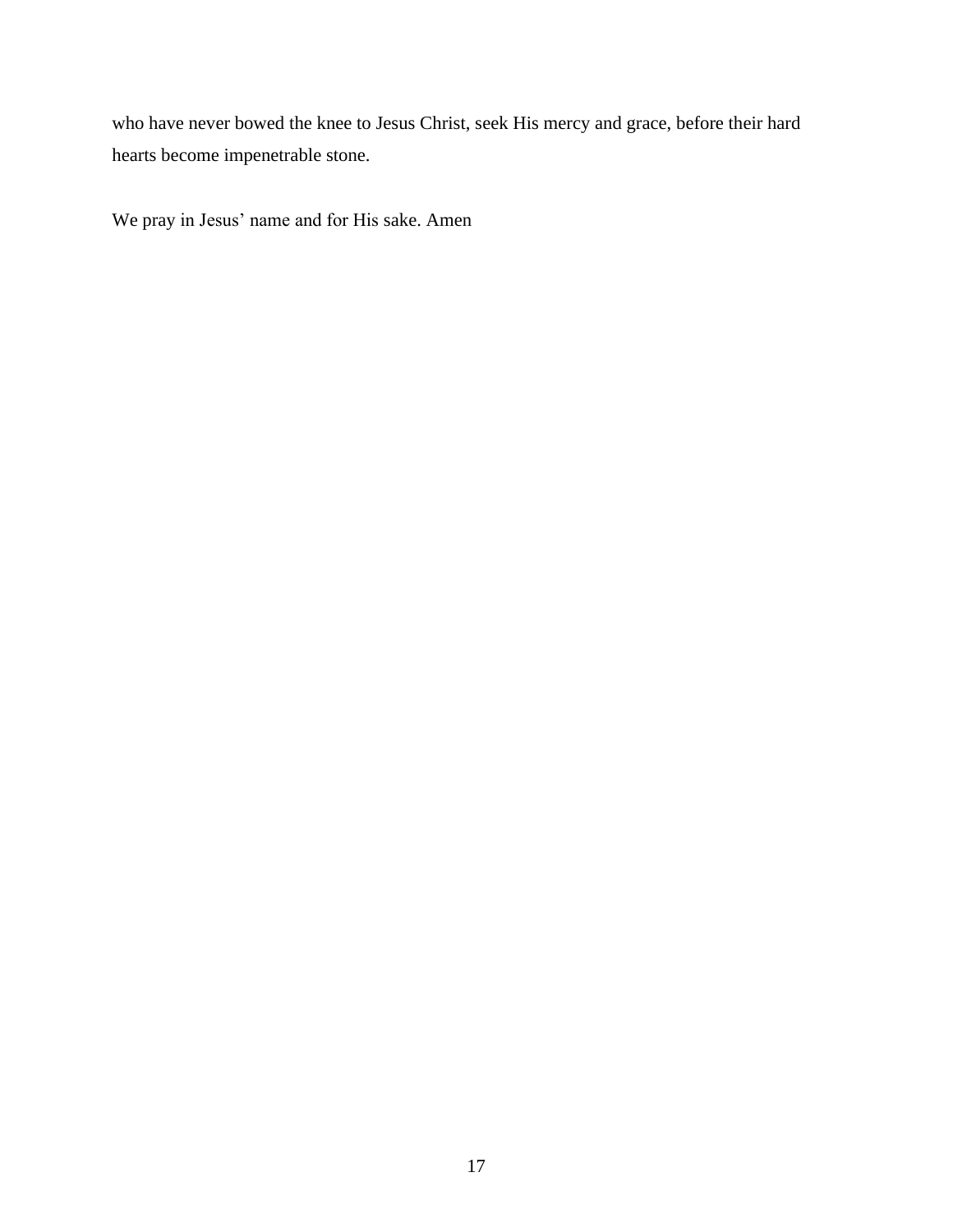who have never bowed the knee to Jesus Christ, seek His mercy and grace, before their hard hearts become impenetrable stone.

We pray in Jesus' name and for His sake. Amen